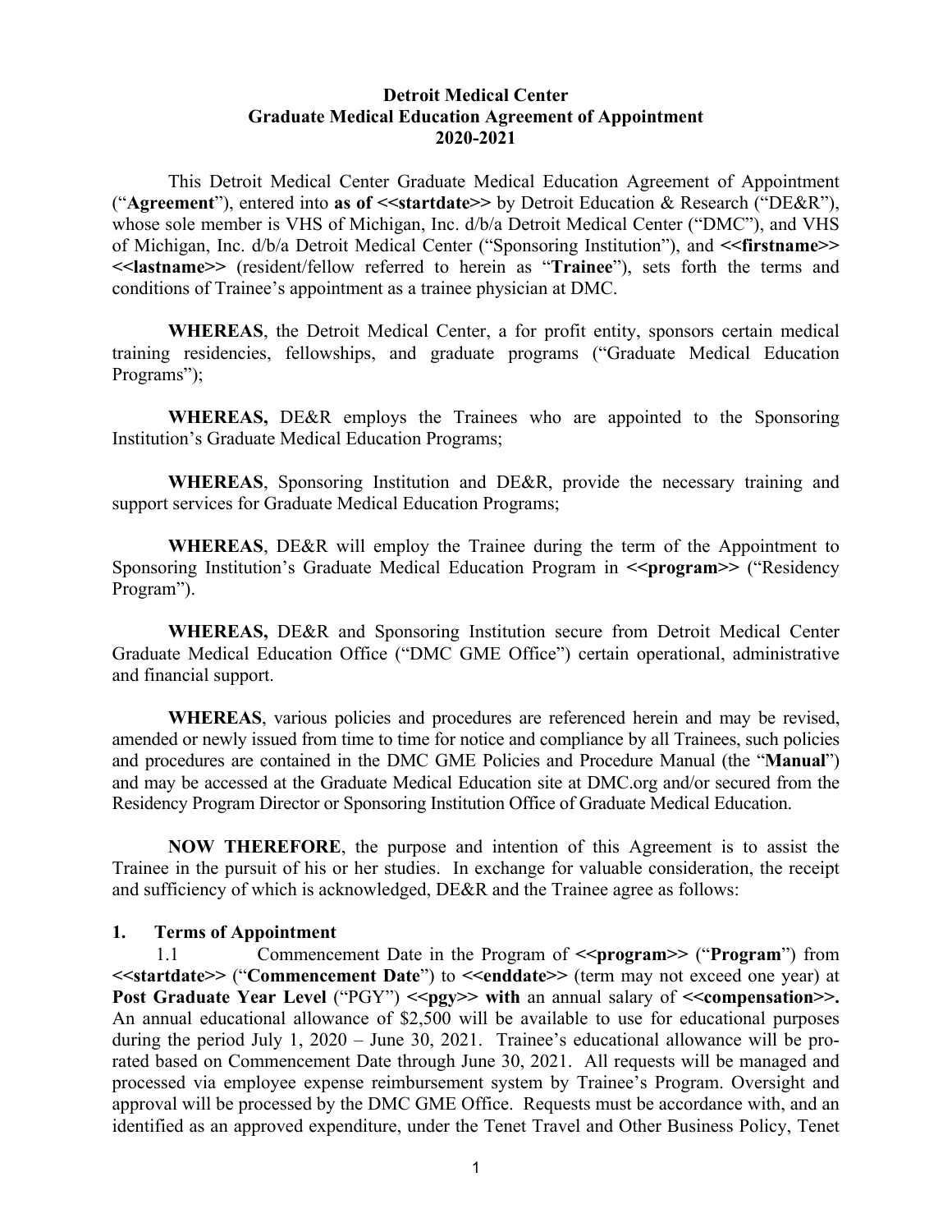**Detroit Medical Center**
**Graduate Medical Education Agreement of Appointment**
**2020-2021**

This Detroit Medical Center Graduate Medical Education Agreement of Appointment ("**Agreement**"), entered into **as of <<startdate>>** by Detroit Education & Research ("DE&R"), whose sole member is VHS of Michigan, Inc. d/b/a Detroit Medical Center ("DMC"), and VHS of Michigan, Inc. d/b/a Detroit Medical Center ("Sponsoring Institution"), and **<<firstname>> <<lastname>>** (resident/fellow referred to herein as "**Trainee**"), sets forth the terms and conditions of Trainee's appointment as a trainee physician at DMC.

**WHEREAS**, the Detroit Medical Center, a for profit entity, sponsors certain medical training residencies, fellowships, and graduate programs ("Graduate Medical Education Programs");

**WHEREAS,** DE&R employs the Trainees who are appointed to the Sponsoring Institution's Graduate Medical Education Programs;

**WHEREAS**, Sponsoring Institution and DE&R, provide the necessary training and support services for Graduate Medical Education Programs;

**WHEREAS**, DE&R will employ the Trainee during the term of the Appointment to Sponsoring Institution's Graduate Medical Education Program in **<<program>>** ("Residency Program").

**WHEREAS,** DE&R and Sponsoring Institution secure from Detroit Medical Center Graduate Medical Education Office ("DMC GME Office") certain operational, administrative and financial support.

**WHEREAS**, various policies and procedures are referenced herein and may be revised, amended or newly issued from time to time for notice and compliance by all Trainees, such policies and procedures are contained in the DMC GME Policies and Procedure Manual (the "**Manual**") and may be accessed at the Graduate Medical Education site at DMC.org and/or secured from the Residency Program Director or Sponsoring Institution Office of Graduate Medical Education.

**NOW THEREFORE**, the purpose and intention of this Agreement is to assist the Trainee in the pursuit of his or her studies. In exchange for valuable consideration, the receipt and sufficiency of which is acknowledged, DE&R and the Trainee agree as follows:

**1. Terms of Appointment**

1.1 Commencement Date in the Program of **<<program>>** ("**Program**") from **<<startdate>>** ("**Commencement Date**") to **<<enddate>>** (term may not exceed one year) at **Post Graduate Year Level** ("PGY") **<<pgy>> with** an annual salary of **<<compensation>>.** An annual educational allowance of $2,500 will be available to use for educational purposes during the period July 1, 2020 – June 30, 2021. Trainee's educational allowance will be pro-rated based on Commencement Date through June 30, 2021. All requests will be managed and processed via employee expense reimbursement system by Trainee's Program. Oversight and approval will be processed by the DMC GME Office. Requests must be accordance with, and an identified as an approved expenditure, under the Tenet Travel and Other Business Policy, Tenet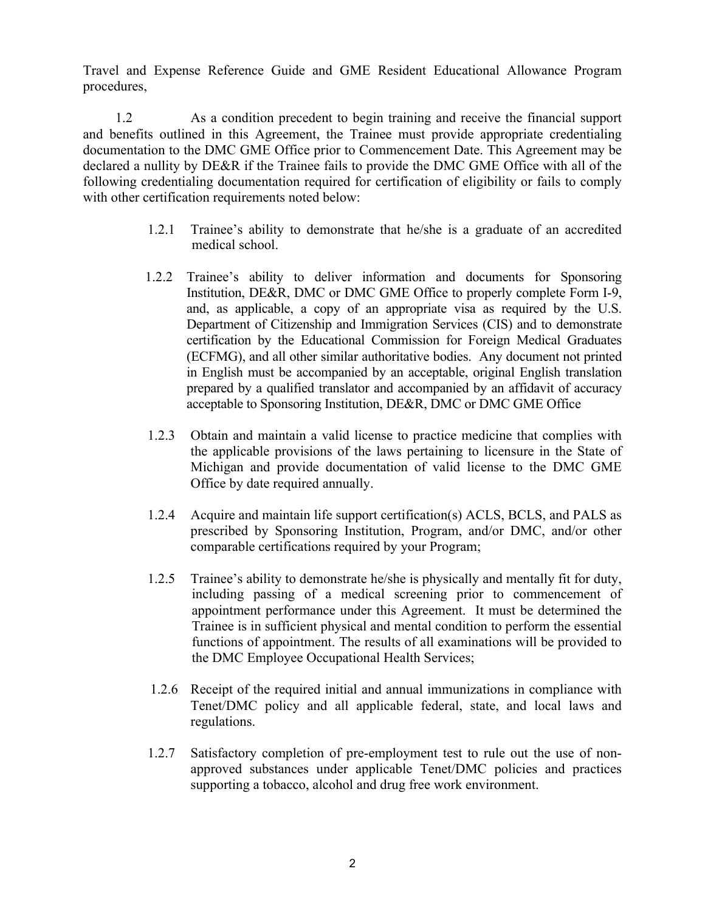Travel and Expense Reference Guide and GME Resident Educational Allowance Program procedures,

1.2 As a condition precedent to begin training and receive the financial support and benefits outlined in this Agreement, the Trainee must provide appropriate credentialing documentation to the DMC GME Office prior to Commencement Date. This Agreement may be declared a nullity by DE&R if the Trainee fails to provide the DMC GME Office with all of the following credentialing documentation required for certification of eligibility or fails to comply with other certification requirements noted below:

1.2.1 Trainee's ability to demonstrate that he/she is a graduate of an accredited medical school.

1.2.2 Trainee's ability to deliver information and documents for Sponsoring Institution, DE&R, DMC or DMC GME Office to properly complete Form I-9, and, as applicable, a copy of an appropriate visa as required by the U.S. Department of Citizenship and Immigration Services (CIS) and to demonstrate certification by the Educational Commission for Foreign Medical Graduates (ECFMG), and all other similar authoritative bodies. Any document not printed in English must be accompanied by an acceptable, original English translation prepared by a qualified translator and accompanied by an affidavit of accuracy acceptable to Sponsoring Institution, DE&R, DMC or DMC GME Office

1.2.3 Obtain and maintain a valid license to practice medicine that complies with the applicable provisions of the laws pertaining to licensure in the State of Michigan and provide documentation of valid license to the DMC GME Office by date required annually.

1.2.4 Acquire and maintain life support certification(s) ACLS, BCLS, and PALS as prescribed by Sponsoring Institution, Program, and/or DMC, and/or other comparable certifications required by your Program;

1.2.5 Trainee's ability to demonstrate he/she is physically and mentally fit for duty, including passing of a medical screening prior to commencement of appointment performance under this Agreement. It must be determined the Trainee is in sufficient physical and mental condition to perform the essential functions of appointment. The results of all examinations will be provided to the DMC Employee Occupational Health Services;

1.2.6 Receipt of the required initial and annual immunizations in compliance with Tenet/DMC policy and all applicable federal, state, and local laws and regulations.

1.2.7 Satisfactory completion of pre-employment test to rule out the use of non-approved substances under applicable Tenet/DMC policies and practices supporting a tobacco, alcohol and drug free work environment.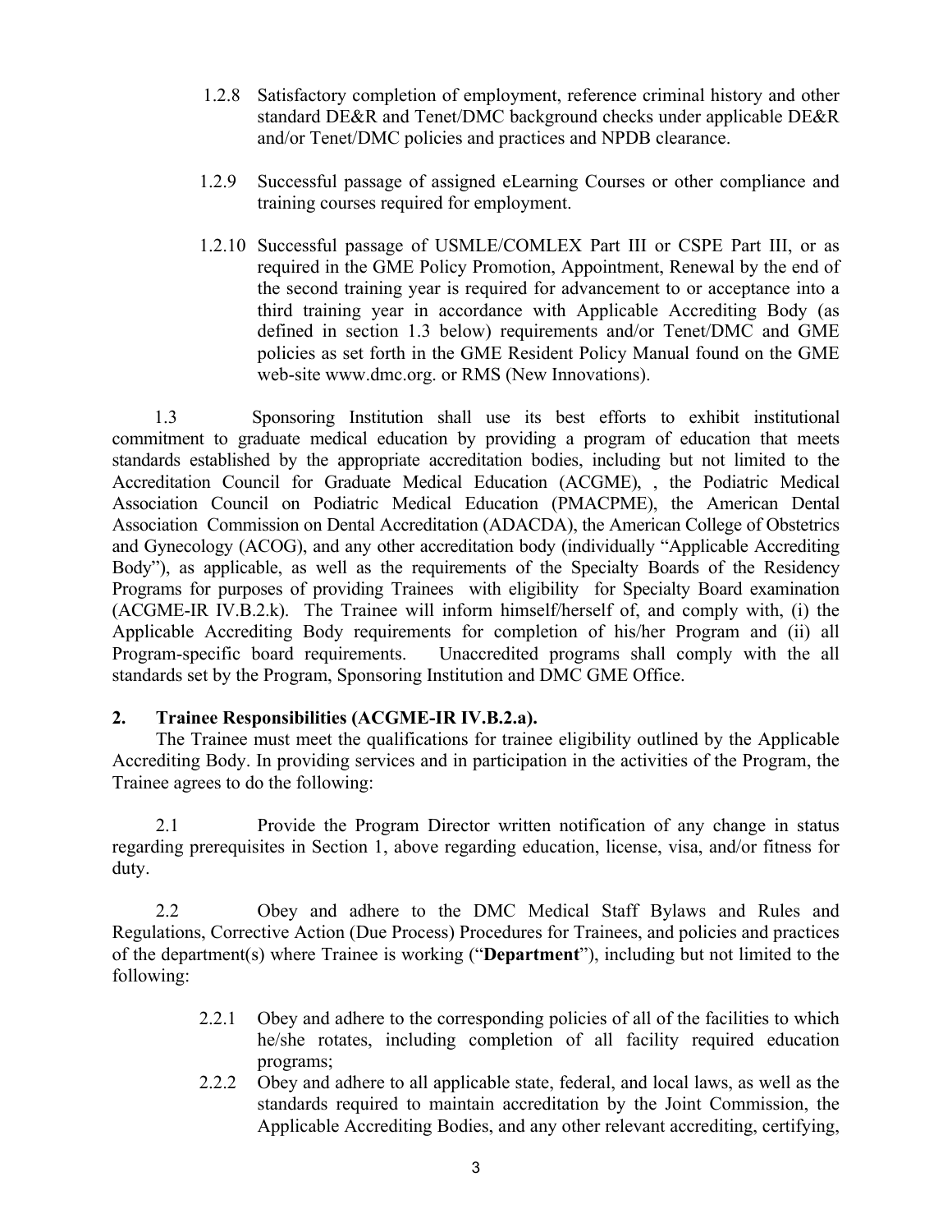1.2.8 Satisfactory completion of employment, reference criminal history and other standard DE&R and Tenet/DMC background checks under applicable DE&R and/or Tenet/DMC policies and practices and NPDB clearance.

1.2.9 Successful passage of assigned eLearning Courses or other compliance and training courses required for employment.

1.2.10 Successful passage of USMLE/COMLEX Part III or CSPE Part III, or as required in the GME Policy Promotion, Appointment, Renewal by the end of the second training year is required for advancement to or acceptance into a third training year in accordance with Applicable Accrediting Body (as defined in section 1.3 below) requirements and/or Tenet/DMC and GME policies as set forth in the GME Resident Policy Manual found on the GME web-site www.dmc.org. or RMS (New Innovations).

1.3 Sponsoring Institution shall use its best efforts to exhibit institutional commitment to graduate medical education by providing a program of education that meets standards established by the appropriate accreditation bodies, including but not limited to the Accreditation Council for Graduate Medical Education (ACGME), , the Podiatric Medical Association Council on Podiatric Medical Education (PMACPME), the American Dental Association Commission on Dental Accreditation (ADACDA), the American College of Obstetrics and Gynecology (ACOG), and any other accreditation body (individually "Applicable Accrediting Body"), as applicable, as well as the requirements of the Specialty Boards of the Residency Programs for purposes of providing Trainees with eligibility for Specialty Board examination (ACGME-IR IV.B.2.k). The Trainee will inform himself/herself of, and comply with, (i) the Applicable Accrediting Body requirements for completion of his/her Program and (ii) all Program-specific board requirements. Unaccredited programs shall comply with the all standards set by the Program, Sponsoring Institution and DMC GME Office.

**2. Trainee Responsibilities (ACGME-IR IV.B.2.a).**

The Trainee must meet the qualifications for trainee eligibility outlined by the Applicable Accrediting Body. In providing services and in participation in the activities of the Program, the Trainee agrees to do the following:

2.1 Provide the Program Director written notification of any change in status regarding prerequisites in Section 1, above regarding education, license, visa, and/or fitness for duty.

2.2 Obey and adhere to the DMC Medical Staff Bylaws and Rules and Regulations, Corrective Action (Due Process) Procedures for Trainees, and policies and practices of the department(s) where Trainee is working ("**Department**"), including but not limited to the following:

2.2.1 Obey and adhere to the corresponding policies of all of the facilities to which he/she rotates, including completion of all facility required education programs;

2.2.2 Obey and adhere to all applicable state, federal, and local laws, as well as the standards required to maintain accreditation by the Joint Commission, the Applicable Accrediting Bodies, and any other relevant accrediting, certifying,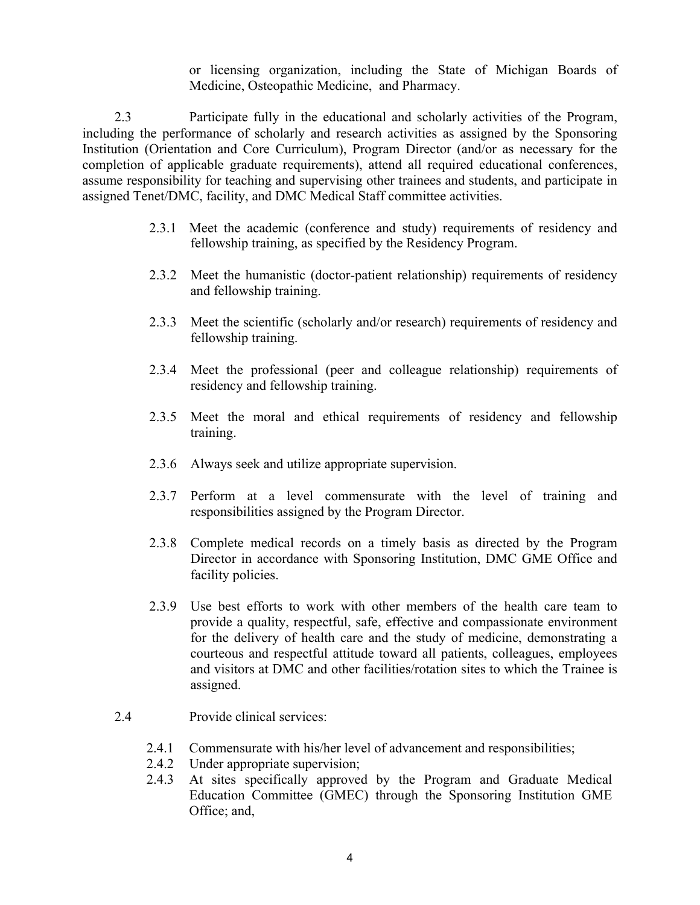or licensing organization, including the State of Michigan Boards of Medicine, Osteopathic Medicine, and Pharmacy.

2.3 Participate fully in the educational and scholarly activities of the Program, including the performance of scholarly and research activities as assigned by the Sponsoring Institution (Orientation and Core Curriculum), Program Director (and/or as necessary for the completion of applicable graduate requirements), attend all required educational conferences, assume responsibility for teaching and supervising other trainees and students, and participate in assigned Tenet/DMC, facility, and DMC Medical Staff committee activities.

2.3.1 Meet the academic (conference and study) requirements of residency and fellowship training, as specified by the Residency Program.

2.3.2 Meet the humanistic (doctor-patient relationship) requirements of residency and fellowship training.

2.3.3 Meet the scientific (scholarly and/or research) requirements of residency and fellowship training.

2.3.4 Meet the professional (peer and colleague relationship) requirements of residency and fellowship training.

2.3.5 Meet the moral and ethical requirements of residency and fellowship training.

2.3.6 Always seek and utilize appropriate supervision.

2.3.7 Perform at a level commensurate with the level of training and responsibilities assigned by the Program Director.

2.3.8 Complete medical records on a timely basis as directed by the Program Director in accordance with Sponsoring Institution, DMC GME Office and facility policies.

2.3.9 Use best efforts to work with other members of the health care team to provide a quality, respectful, safe, effective and compassionate environment for the delivery of health care and the study of medicine, demonstrating a courteous and respectful attitude toward all patients, colleagues, employees and visitors at DMC and other facilities/rotation sites to which the Trainee is assigned.

2.4 Provide clinical services:

2.4.1 Commensurate with his/her level of advancement and responsibilities;
2.4.2 Under appropriate supervision;
2.4.3 At sites specifically approved by the Program and Graduate Medical Education Committee (GMEC) through the Sponsoring Institution GME Office; and,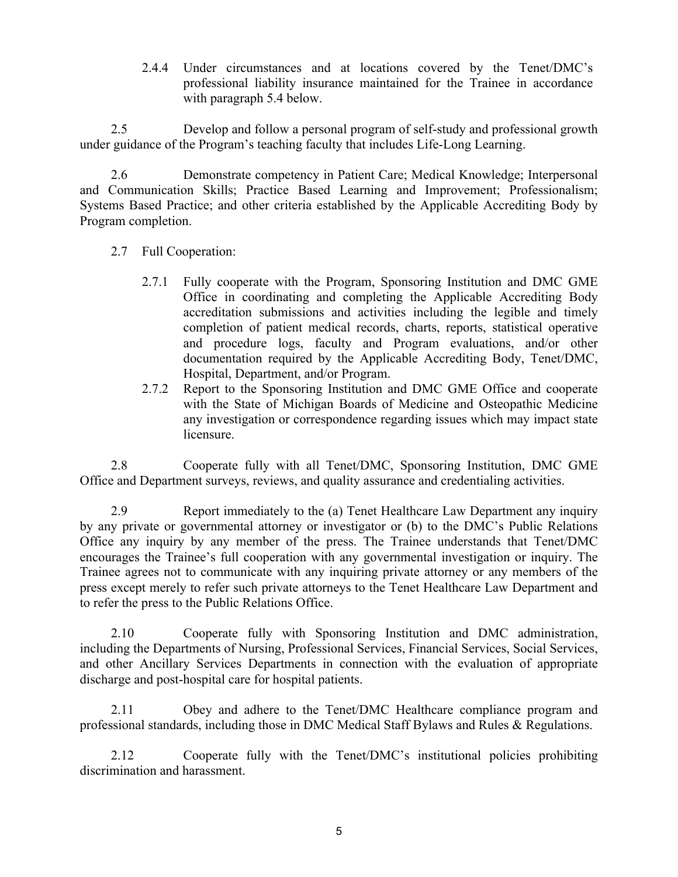2.4.4 Under circumstances and at locations covered by the Tenet/DMC's professional liability insurance maintained for the Trainee in accordance with paragraph 5.4 below.

2.5 Develop and follow a personal program of self-study and professional growth under guidance of the Program's teaching faculty that includes Life-Long Learning.

2.6 Demonstrate competency in Patient Care; Medical Knowledge; Interpersonal and Communication Skills; Practice Based Learning and Improvement; Professionalism; Systems Based Practice; and other criteria established by the Applicable Accrediting Body by Program completion.

2.7 Full Cooperation:

2.7.1 Fully cooperate with the Program, Sponsoring Institution and DMC GME Office in coordinating and completing the Applicable Accrediting Body accreditation submissions and activities including the legible and timely completion of patient medical records, charts, reports, statistical operative and procedure logs, faculty and Program evaluations, and/or other documentation required by the Applicable Accrediting Body, Tenet/DMC, Hospital, Department, and/or Program.

2.7.2 Report to the Sponsoring Institution and DMC GME Office and cooperate with the State of Michigan Boards of Medicine and Osteopathic Medicine any investigation or correspondence regarding issues which may impact state licensure.

2.8 Cooperate fully with all Tenet/DMC, Sponsoring Institution, DMC GME Office and Department surveys, reviews, and quality assurance and credentialing activities.

2.9 Report immediately to the (a) Tenet Healthcare Law Department any inquiry by any private or governmental attorney or investigator or (b) to the DMC's Public Relations Office any inquiry by any member of the press. The Trainee understands that Tenet/DMC encourages the Trainee's full cooperation with any governmental investigation or inquiry. The Trainee agrees not to communicate with any inquiring private attorney or any members of the press except merely to refer such private attorneys to the Tenet Healthcare Law Department and to refer the press to the Public Relations Office.

2.10 Cooperate fully with Sponsoring Institution and DMC administration, including the Departments of Nursing, Professional Services, Financial Services, Social Services, and other Ancillary Services Departments in connection with the evaluation of appropriate discharge and post-hospital care for hospital patients.

2.11 Obey and adhere to the Tenet/DMC Healthcare compliance program and professional standards, including those in DMC Medical Staff Bylaws and Rules & Regulations.

2.12 Cooperate fully with the Tenet/DMC's institutional policies prohibiting discrimination and harassment.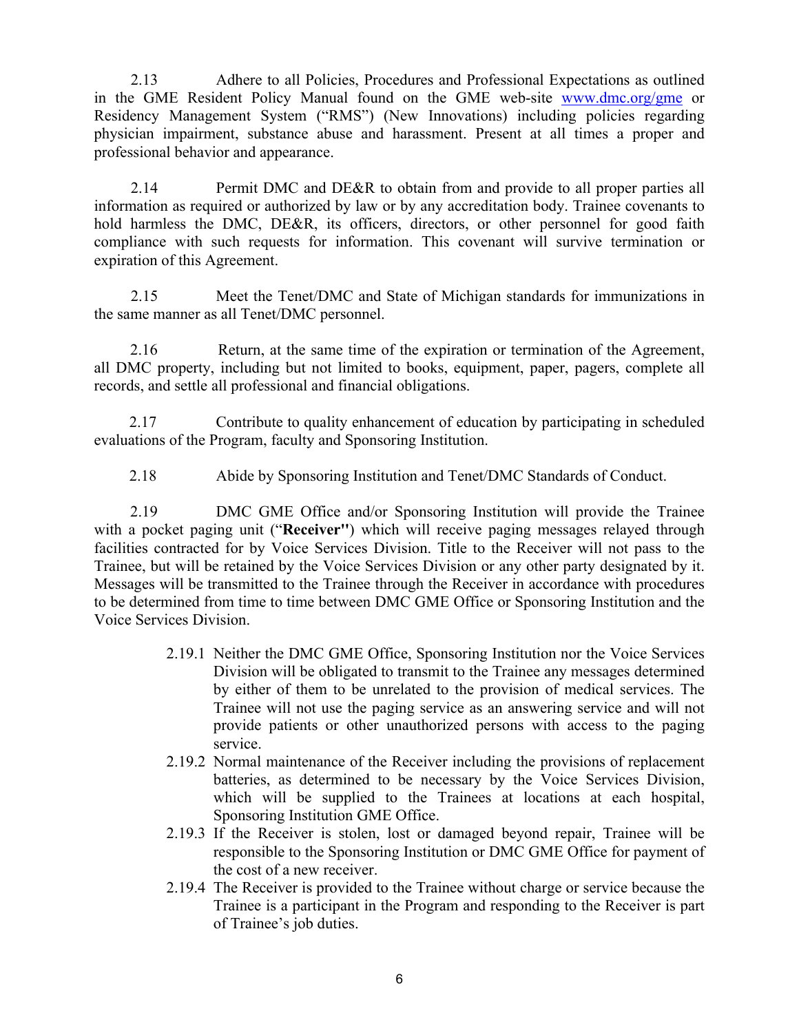2.13 Adhere to all Policies, Procedures and Professional Expectations as outlined in the GME Resident Policy Manual found on the GME web-site [www.dmc.org/gme](www.dmc.org/gme) or Residency Management System ("RMS") (New Innovations) including policies regarding physician impairment, substance abuse and harassment. Present at all times a proper and professional behavior and appearance.

2.14 Permit DMC and DE&R to obtain from and provide to all proper parties all information as required or authorized by law or by any accreditation body. Trainee covenants to hold harmless the DMC, DE&R, its officers, directors, or other personnel for good faith compliance with such requests for information. This covenant will survive termination or expiration of this Agreement.

2.15 Meet the Tenet/DMC and State of Michigan standards for immunizations in the same manner as all Tenet/DMC personnel.

2.16 Return, at the same time of the expiration or termination of the Agreement, all DMC property, including but not limited to books, equipment, paper, pagers, complete all records, and settle all professional and financial obligations.

2.17 Contribute to quality enhancement of education by participating in scheduled evaluations of the Program, faculty and Sponsoring Institution.

2.18 Abide by Sponsoring Institution and Tenet/DMC Standards of Conduct.

2.19 DMC GME Office and/or Sponsoring Institution will provide the Trainee with a pocket paging unit ("**Receiver''**) which will receive paging messages relayed through facilities contracted for by Voice Services Division. Title to the Receiver will not pass to the Trainee, but will be retained by the Voice Services Division or any other party designated by it. Messages will be transmitted to the Trainee through the Receiver in accordance with procedures to be determined from time to time between DMC GME Office or Sponsoring Institution and the Voice Services Division.

- 2.19.1 Neither the DMC GME Office, Sponsoring Institution nor the Voice Services Division will be obligated to transmit to the Trainee any messages determined by either of them to be unrelated to the provision of medical services. The Trainee will not use the paging service as an answering service and will not provide patients or other unauthorized persons with access to the paging service.
- 2.19.2 Normal maintenance of the Receiver including the provisions of replacement batteries, as determined to be necessary by the Voice Services Division, which will be supplied to the Trainees at locations at each hospital, Sponsoring Institution GME Office.
- 2.19.3 If the Receiver is stolen, lost or damaged beyond repair, Trainee will be responsible to the Sponsoring Institution or DMC GME Office for payment of the cost of a new receiver.
- 2.19.4 The Receiver is provided to the Trainee without charge or service because the Trainee is a participant in the Program and responding to the Receiver is part of Trainee's job duties.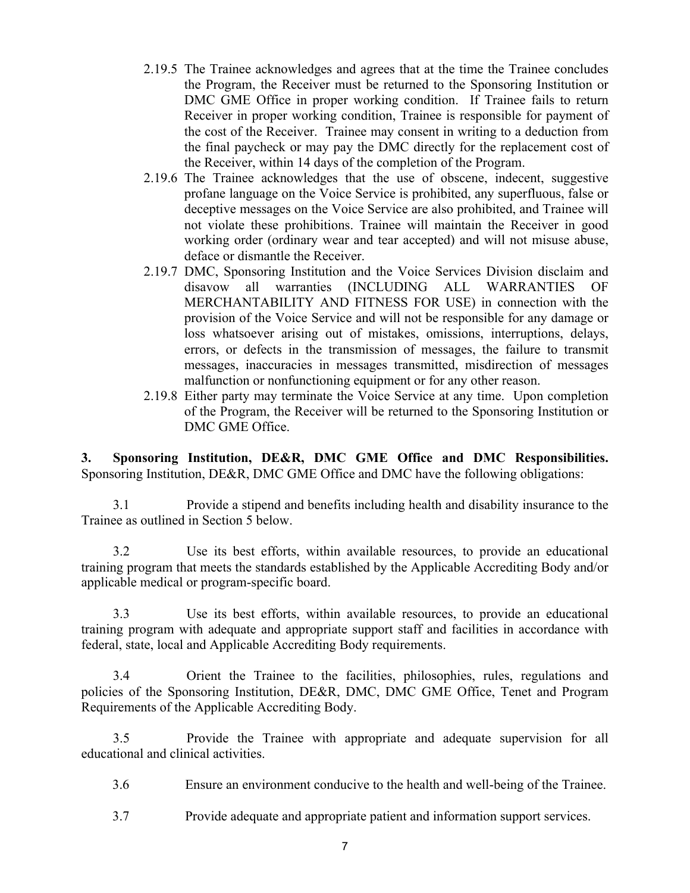2.19.5 The Trainee acknowledges and agrees that at the time the Trainee concludes the Program, the Receiver must be returned to the Sponsoring Institution or DMC GME Office in proper working condition. If Trainee fails to return Receiver in proper working condition, Trainee is responsible for payment of the cost of the Receiver. Trainee may consent in writing to a deduction from the final paycheck or may pay the DMC directly for the replacement cost of the Receiver, within 14 days of the completion of the Program.

2.19.6 The Trainee acknowledges that the use of obscene, indecent, suggestive profane language on the Voice Service is prohibited, any superfluous, false or deceptive messages on the Voice Service are also prohibited, and Trainee will not violate these prohibitions. Trainee will maintain the Receiver in good working order (ordinary wear and tear accepted) and will not misuse abuse, deface or dismantle the Receiver.

2.19.7 DMC, Sponsoring Institution and the Voice Services Division disclaim and disavow all warranties (INCLUDING ALL WARRANTIES OF MERCHANTABILITY AND FITNESS FOR USE) in connection with the provision of the Voice Service and will not be responsible for any damage or loss whatsoever arising out of mistakes, omissions, interruptions, delays, errors, or defects in the transmission of messages, the failure to transmit messages, inaccuracies in messages transmitted, misdirection of messages malfunction or nonfunctioning equipment or for any other reason.

2.19.8 Either party may terminate the Voice Service at any time. Upon completion of the Program, the Receiver will be returned to the Sponsoring Institution or DMC GME Office.

**3. Sponsoring Institution, DE&R, DMC GME Office and DMC Responsibilities.** Sponsoring Institution, DE&R, DMC GME Office and DMC have the following obligations:

3.1 Provide a stipend and benefits including health and disability insurance to the Trainee as outlined in Section 5 below.

3.2 Use its best efforts, within available resources, to provide an educational training program that meets the standards established by the Applicable Accrediting Body and/or applicable medical or program-specific board.

3.3 Use its best efforts, within available resources, to provide an educational training program with adequate and appropriate support staff and facilities in accordance with federal, state, local and Applicable Accrediting Body requirements.

3.4 Orient the Trainee to the facilities, philosophies, rules, regulations and policies of the Sponsoring Institution, DE&R, DMC, DMC GME Office, Tenet and Program Requirements of the Applicable Accrediting Body.

3.5 Provide the Trainee with appropriate and adequate supervision for all educational and clinical activities.

3.6 Ensure an environment conducive to the health and well-being of the Trainee.

3.7 Provide adequate and appropriate patient and information support services.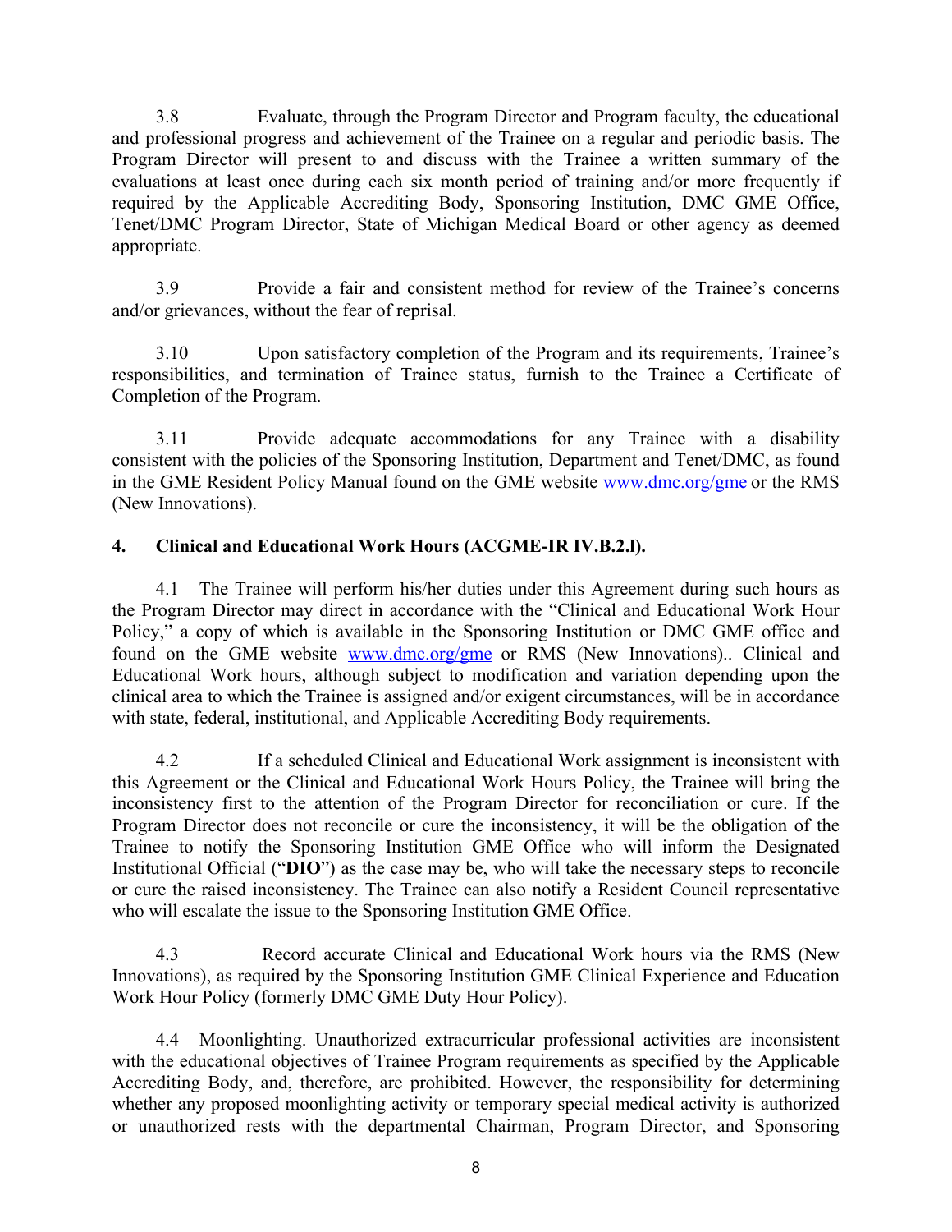3.8 Evaluate, through the Program Director and Program faculty, the educational and professional progress and achievement of the Trainee on a regular and periodic basis. The Program Director will present to and discuss with the Trainee a written summary of the evaluations at least once during each six month period of training and/or more frequently if required by the Applicable Accrediting Body, Sponsoring Institution, DMC GME Office, Tenet/DMC Program Director, State of Michigan Medical Board or other agency as deemed appropriate.

3.9 Provide a fair and consistent method for review of the Trainee's concerns and/or grievances, without the fear of reprisal.

3.10 Upon satisfactory completion of the Program and its requirements, Trainee's responsibilities, and termination of Trainee status, furnish to the Trainee a Certificate of Completion of the Program.

3.11 Provide adequate accommodations for any Trainee with a disability consistent with the policies of the Sponsoring Institution, Department and Tenet/DMC, as found in the GME Resident Policy Manual found on the GME website [www.dmc.org/gme](www.dmc.org/gme) or the RMS (New Innovations).

**4. Clinical and Educational Work Hours (ACGME-IR IV.B.2.l).**

4.1 The Trainee will perform his/her duties under this Agreement during such hours as the Program Director may direct in accordance with the "Clinical and Educational Work Hour Policy," a copy of which is available in the Sponsoring Institution or DMC GME office and found on the GME website [www.dmc.org/gme](www.dmc.org/gme) or RMS (New Innovations).. Clinical and Educational Work hours, although subject to modification and variation depending upon the clinical area to which the Trainee is assigned and/or exigent circumstances, will be in accordance with state, federal, institutional, and Applicable Accrediting Body requirements.

4.2 If a scheduled Clinical and Educational Work assignment is inconsistent with this Agreement or the Clinical and Educational Work Hours Policy, the Trainee will bring the inconsistency first to the attention of the Program Director for reconciliation or cure. If the Program Director does not reconcile or cure the inconsistency, it will be the obligation of the Trainee to notify the Sponsoring Institution GME Office who will inform the Designated Institutional Official ("**DIO**") as the case may be, who will take the necessary steps to reconcile or cure the raised inconsistency. The Trainee can also notify a Resident Council representative who will escalate the issue to the Sponsoring Institution GME Office.

4.3 Record accurate Clinical and Educational Work hours via the RMS (New Innovations), as required by the Sponsoring Institution GME Clinical Experience and Education Work Hour Policy (formerly DMC GME Duty Hour Policy).

4.4 Moonlighting. Unauthorized extracurricular professional activities are inconsistent with the educational objectives of Trainee Program requirements as specified by the Applicable Accrediting Body, and, therefore, are prohibited. However, the responsibility for determining whether any proposed moonlighting activity or temporary special medical activity is authorized or unauthorized rests with the departmental Chairman, Program Director, and Sponsoring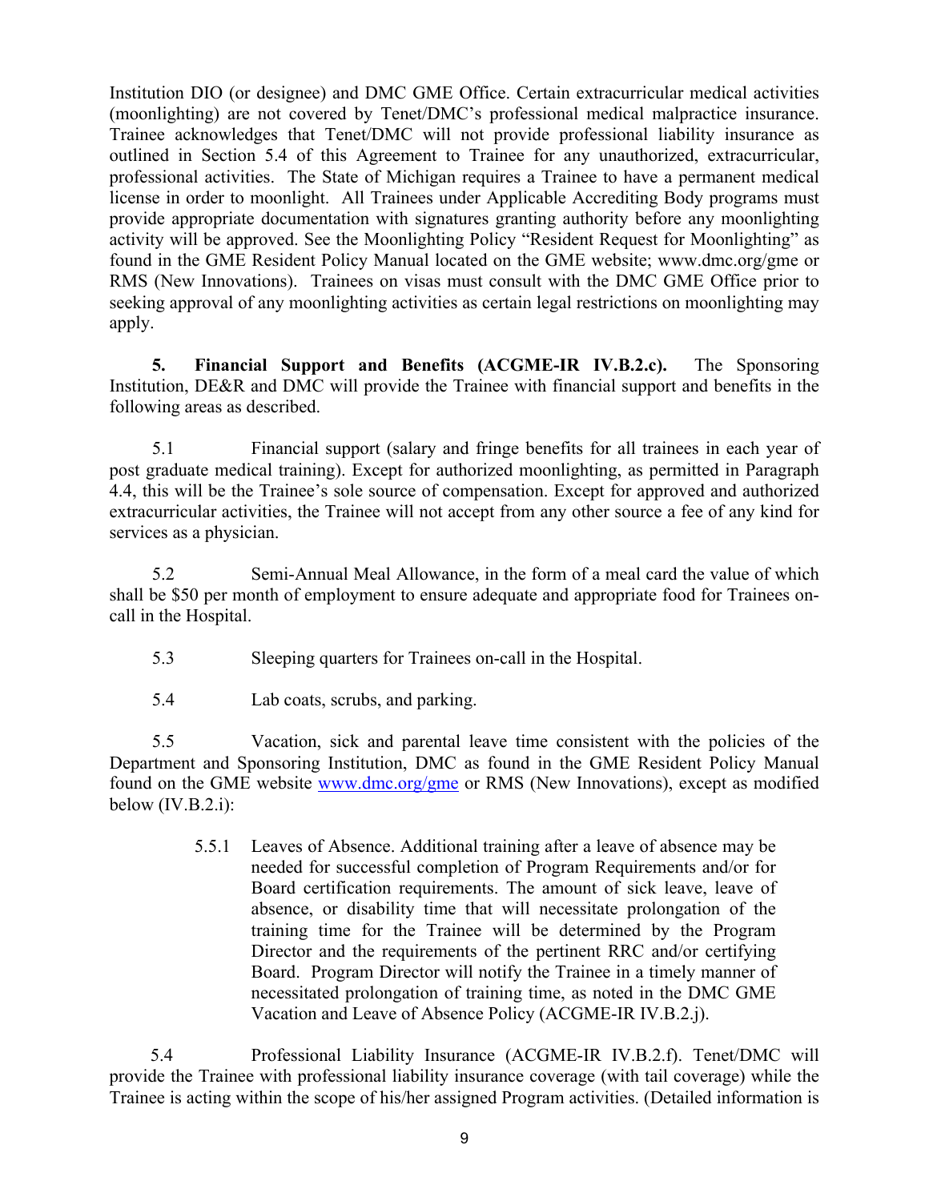Institution DIO (or designee) and DMC GME Office. Certain extracurricular medical activities (moonlighting) are not covered by Tenet/DMC's professional medical malpractice insurance. Trainee acknowledges that Tenet/DMC will not provide professional liability insurance as outlined in Section 5.4 of this Agreement to Trainee for any unauthorized, extracurricular, professional activities. The State of Michigan requires a Trainee to have a permanent medical license in order to moonlight. All Trainees under Applicable Accrediting Body programs must provide appropriate documentation with signatures granting authority before any moonlighting activity will be approved. See the Moonlighting Policy "Resident Request for Moonlighting" as found in the GME Resident Policy Manual located on the GME website; www.dmc.org/gme or RMS (New Innovations). Trainees on visas must consult with the DMC GME Office prior to seeking approval of any moonlighting activities as certain legal restrictions on moonlighting may apply.

**5. Financial Support and Benefits (ACGME-IR IV.B.2.c).** The Sponsoring Institution, DE&R and DMC will provide the Trainee with financial support and benefits in the following areas as described.

5.1 Financial support (salary and fringe benefits for all trainees in each year of post graduate medical training). Except for authorized moonlighting, as permitted in Paragraph 4.4, this will be the Trainee's sole source of compensation. Except for approved and authorized extracurricular activities, the Trainee will not accept from any other source a fee of any kind for services as a physician.

5.2 Semi-Annual Meal Allowance, in the form of a meal card the value of which shall be $50 per month of employment to ensure adequate and appropriate food for Trainees on-call in the Hospital.

5.3 Sleeping quarters for Trainees on-call in the Hospital.

5.4 Lab coats, scrubs, and parking.

5.5 Vacation, sick and parental leave time consistent with the policies of the Department and Sponsoring Institution, DMC as found in the GME Resident Policy Manual found on the GME website www.dmc.org/gme or RMS (New Innovations), except as modified below (IV.B.2.i):

> 5.5.1 Leaves of Absence. Additional training after a leave of absence may be needed for successful completion of Program Requirements and/or for Board certification requirements. The amount of sick leave, leave of absence, or disability time that will necessitate prolongation of the training time for the Trainee will be determined by the Program Director and the requirements of the pertinent RRC and/or certifying Board. Program Director will notify the Trainee in a timely manner of necessitated prolongation of training time, as noted in the DMC GME Vacation and Leave of Absence Policy (ACGME-IR IV.B.2.j).

5.4 Professional Liability Insurance (ACGME-IR IV.B.2.f). Tenet/DMC will provide the Trainee with professional liability insurance coverage (with tail coverage) while the Trainee is acting within the scope of his/her assigned Program activities. (Detailed information is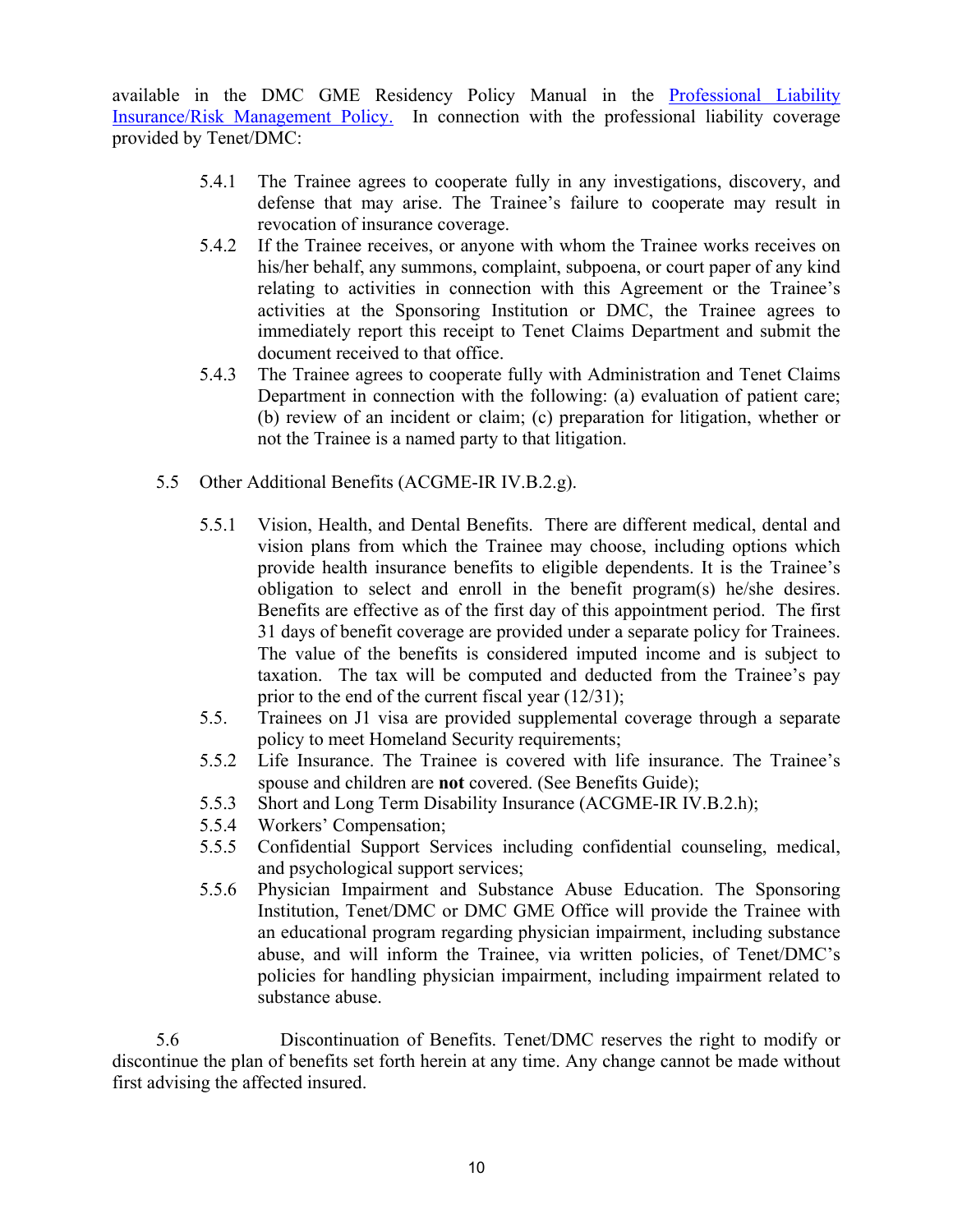available in the DMC GME Residency Policy Manual in the Professional Liability Insurance/Risk Management Policy. In connection with the professional liability coverage provided by Tenet/DMC:

- 5.4.1 The Trainee agrees to cooperate fully in any investigations, discovery, and defense that may arise. The Trainee's failure to cooperate may result in revocation of insurance coverage.
- 5.4.2 If the Trainee receives, or anyone with whom the Trainee works receives on his/her behalf, any summons, complaint, subpoena, or court paper of any kind relating to activities in connection with this Agreement or the Trainee's activities at the Sponsoring Institution or DMC, the Trainee agrees to immediately report this receipt to Tenet Claims Department and submit the document received to that office.
- 5.4.3 The Trainee agrees to cooperate fully with Administration and Tenet Claims Department in connection with the following: (a) evaluation of patient care; (b) review of an incident or claim; (c) preparation for litigation, whether or not the Trainee is a named party to that litigation.

5.5 Other Additional Benefits (ACGME-IR IV.B.2.g).

- 5.5.1 Vision, Health, and Dental Benefits. There are different medical, dental and vision plans from which the Trainee may choose, including options which provide health insurance benefits to eligible dependents. It is the Trainee's obligation to select and enroll in the benefit program(s) he/she desires. Benefits are effective as of the first day of this appointment period. The first 31 days of benefit coverage are provided under a separate policy for Trainees. The value of the benefits is considered imputed income and is subject to taxation. The tax will be computed and deducted from the Trainee's pay prior to the end of the current fiscal year (12/31);
- 5.5. Trainees on J1 visa are provided supplemental coverage through a separate policy to meet Homeland Security requirements;
- 5.5.2 Life Insurance. The Trainee is covered with life insurance. The Trainee's spouse and children are **not** covered. (See Benefits Guide);
- 5.5.3 Short and Long Term Disability Insurance (ACGME-IR IV.B.2.h);
- 5.5.4 Workers' Compensation;
- 5.5.5 Confidential Support Services including confidential counseling, medical, and psychological support services;
- 5.5.6 Physician Impairment and Substance Abuse Education. The Sponsoring Institution, Tenet/DMC or DMC GME Office will provide the Trainee with an educational program regarding physician impairment, including substance abuse, and will inform the Trainee, via written policies, of Tenet/DMC's policies for handling physician impairment, including impairment related to substance abuse.

5.6 Discontinuation of Benefits. Tenet/DMC reserves the right to modify or discontinue the plan of benefits set forth herein at any time. Any change cannot be made without first advising the affected insured.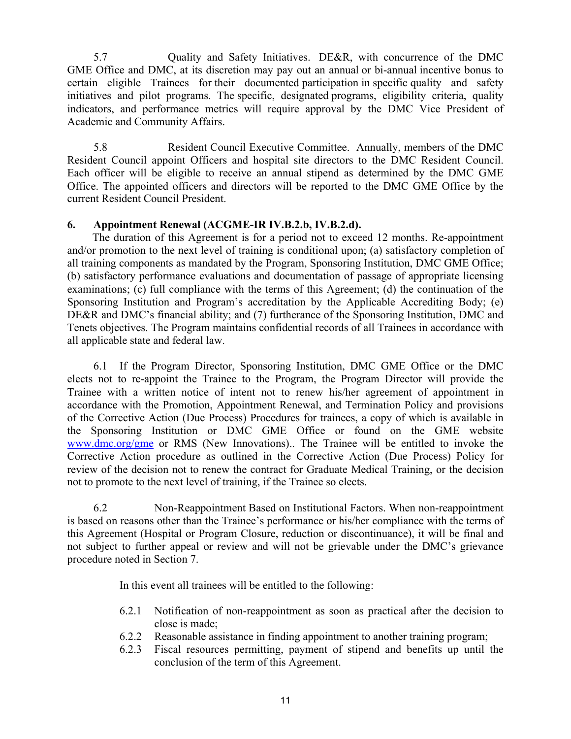5.7 Quality and Safety Initiatives. DE&R, with concurrence of the DMC GME Office and DMC, at its discretion may pay out an annual or bi-annual incentive bonus to certain eligible Trainees for their documented participation in specific quality and safety initiatives and pilot programs. The specific, designated programs, eligibility criteria, quality indicators, and performance metrics will require approval by the DMC Vice President of Academic and Community Affairs.

5.8 Resident Council Executive Committee. Annually, members of the DMC Resident Council appoint Officers and hospital site directors to the DMC Resident Council. Each officer will be eligible to receive an annual stipend as determined by the DMC GME Office. The appointed officers and directors will be reported to the DMC GME Office by the current Resident Council President.

**6. Appointment Renewal (ACGME-IR IV.B.2.b, IV.B.2.d).**

The duration of this Agreement is for a period not to exceed 12 months. Re-appointment and/or promotion to the next level of training is conditional upon; (a) satisfactory completion of all training components as mandated by the Program, Sponsoring Institution, DMC GME Office; (b) satisfactory performance evaluations and documentation of passage of appropriate licensing examinations; (c) full compliance with the terms of this Agreement; (d) the continuation of the Sponsoring Institution and Program's accreditation by the Applicable Accrediting Body; (e) DE&R and DMC's financial ability; and (7) furtherance of the Sponsoring Institution, DMC and Tenets objectives. The Program maintains confidential records of all Trainees in accordance with all applicable state and federal law.

6.1 If the Program Director, Sponsoring Institution, DMC GME Office or the DMC elects not to re-appoint the Trainee to the Program, the Program Director will provide the Trainee with a written notice of intent not to renew his/her agreement of appointment in accordance with the Promotion, Appointment Renewal, and Termination Policy and provisions of the Corrective Action (Due Process) Procedures for trainees, a copy of which is available in the Sponsoring Institution or DMC GME Office or found on the GME website www.dmc.org/gme or RMS (New Innovations).. The Trainee will be entitled to invoke the Corrective Action procedure as outlined in the Corrective Action (Due Process) Policy for review of the decision not to renew the contract for Graduate Medical Training, or the decision not to promote to the next level of training, if the Trainee so elects.

6.2 Non-Reappointment Based on Institutional Factors. When non-reappointment is based on reasons other than the Trainee's performance or his/her compliance with the terms of this Agreement (Hospital or Program Closure, reduction or discontinuance), it will be final and not subject to further appeal or review and will not be grievable under the DMC's grievance procedure noted in Section 7.

In this event all trainees will be entitled to the following:

6.2.1 Notification of non-reappointment as soon as practical after the decision to close is made;

6.2.2 Reasonable assistance in finding appointment to another training program;

6.2.3 Fiscal resources permitting, payment of stipend and benefits up until the conclusion of the term of this Agreement.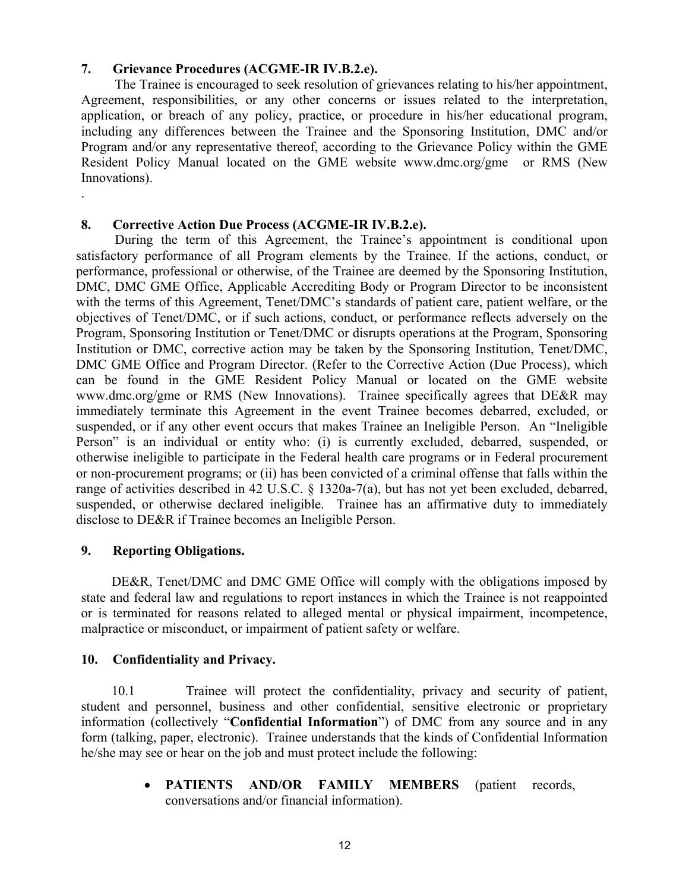**7. Grievance Procedures (ACGME-IR IV.B.2.e).**

The Trainee is encouraged to seek resolution of grievances relating to his/her appointment, Agreement, responsibilities, or any other concerns or issues related to the interpretation, application, or breach of any policy, practice, or procedure in his/her educational program, including any differences between the Trainee and the Sponsoring Institution, DMC and/or Program and/or any representative thereof, according to the Grievance Policy within the GME Resident Policy Manual located on the GME website www.dmc.org/gme or RMS (New Innovations).

.

**8. Corrective Action Due Process (ACGME-IR IV.B.2.e).**

During the term of this Agreement, the Trainee's appointment is conditional upon satisfactory performance of all Program elements by the Trainee. If the actions, conduct, or performance, professional or otherwise, of the Trainee are deemed by the Sponsoring Institution, DMC, DMC GME Office, Applicable Accrediting Body or Program Director to be inconsistent with the terms of this Agreement, Tenet/DMC's standards of patient care, patient welfare, or the objectives of Tenet/DMC, or if such actions, conduct, or performance reflects adversely on the Program, Sponsoring Institution or Tenet/DMC or disrupts operations at the Program, Sponsoring Institution or DMC, corrective action may be taken by the Sponsoring Institution, Tenet/DMC, DMC GME Office and Program Director. (Refer to the Corrective Action (Due Process), which can be found in the GME Resident Policy Manual or located on the GME website www.dmc.org/gme or RMS (New Innovations). Trainee specifically agrees that DE&R may immediately terminate this Agreement in the event Trainee becomes debarred, excluded, or suspended, or if any other event occurs that makes Trainee an Ineligible Person. An "Ineligible Person" is an individual or entity who: (i) is currently excluded, debarred, suspended, or otherwise ineligible to participate in the Federal health care programs or in Federal procurement or non-procurement programs; or (ii) has been convicted of a criminal offense that falls within the range of activities described in 42 U.S.C. § 1320a-7(a), but has not yet been excluded, debarred, suspended, or otherwise declared ineligible. Trainee has an affirmative duty to immediately disclose to DE&R if Trainee becomes an Ineligible Person.

**9. Reporting Obligations.**

DE&R, Tenet/DMC and DMC GME Office will comply with the obligations imposed by state and federal law and regulations to report instances in which the Trainee is not reappointed or is terminated for reasons related to alleged mental or physical impairment, incompetence, malpractice or misconduct, or impairment of patient safety or welfare.

**10. Confidentiality and Privacy.**

10.1 Trainee will protect the confidentiality, privacy and security of patient, student and personnel, business and other confidential, sensitive electronic or proprietary information (collectively "**Confidential Information**") of DMC from any source and in any form (talking, paper, electronic). Trainee understands that the kinds of Confidential Information he/she may see or hear on the job and must protect include the following:

- **PATIENTS AND/OR FAMILY MEMBERS** (patient records, conversations and/or financial information).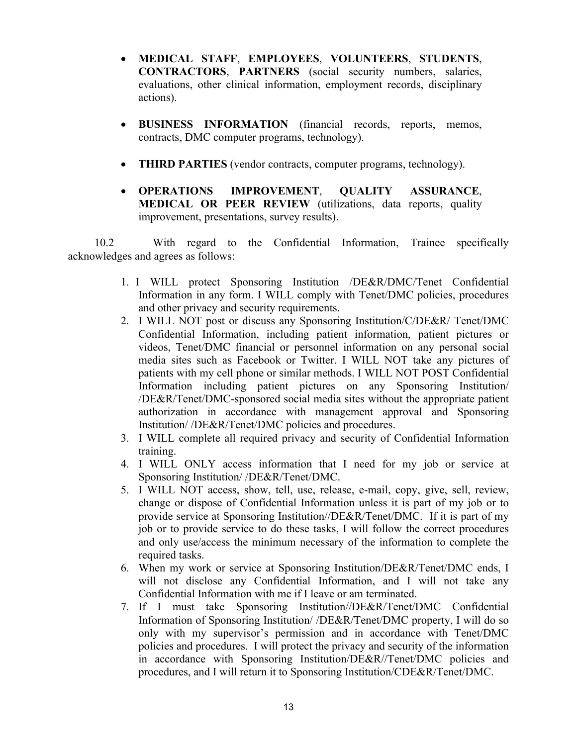- **MEDICAL STAFF**, **EMPLOYEES**, **VOLUNTEERS**, **STUDENTS**, **CONTRACTORS**, **PARTNERS** (social security numbers, salaries, evaluations, other clinical information, employment records, disciplinary actions).

- **BUSINESS INFORMATION** (financial records, reports, memos, contracts, DMC computer programs, technology).

- **THIRD PARTIES** (vendor contracts, computer programs, technology).

- **OPERATIONS IMPROVEMENT**, **QUALITY ASSURANCE**, **MEDICAL OR PEER REVIEW** (utilizations, data reports, quality improvement, presentations, survey results).

10.2 With regard to the Confidential Information, Trainee specifically acknowledges and agrees as follows:

1. I WILL protect Sponsoring Institution /DE&R/DMC/Tenet Confidential Information in any form. I WILL comply with Tenet/DMC policies, procedures and other privacy and security requirements.
2. I WILL NOT post or discuss any Sponsoring Institution/C/DE&R/ Tenet/DMC Confidential Information, including patient information, patient pictures or videos, Tenet/DMC financial or personnel information on any personal social media sites such as Facebook or Twitter. I WILL NOT take any pictures of patients with my cell phone or similar methods. I WILL NOT POST Confidential Information including patient pictures on any Sponsoring Institution/ /DE&R/Tenet/DMC-sponsored social media sites without the appropriate patient authorization in accordance with management approval and Sponsoring Institution/ /DE&R/Tenet/DMC policies and procedures.
3. I WILL complete all required privacy and security of Confidential Information training.
4. I WILL ONLY access information that I need for my job or service at Sponsoring Institution/ /DE&R/Tenet/DMC.
5. I WILL NOT access, show, tell, use, release, e-mail, copy, give, sell, review, change or dispose of Confidential Information unless it is part of my job or to provide service at Sponsoring Institution//DE&R/Tenet/DMC. If it is part of my job or to provide service to do these tasks, I will follow the correct procedures and only use/access the minimum necessary of the information to complete the required tasks.
6. When my work or service at Sponsoring Institution/DE&R/Tenet/DMC ends, I will not disclose any Confidential Information, and I will not take any Confidential Information with me if I leave or am terminated.
7. If I must take Sponsoring Institution//DE&R/Tenet/DMC Confidential Information of Sponsoring Institution/ /DE&R/Tenet/DMC property, I will do so only with my supervisor's permission and in accordance with Tenet/DMC policies and procedures. I will protect the privacy and security of the information in accordance with Sponsoring Institution/DE&R//Tenet/DMC policies and procedures, and I will return it to Sponsoring Institution/CDE&R/Tenet/DMC.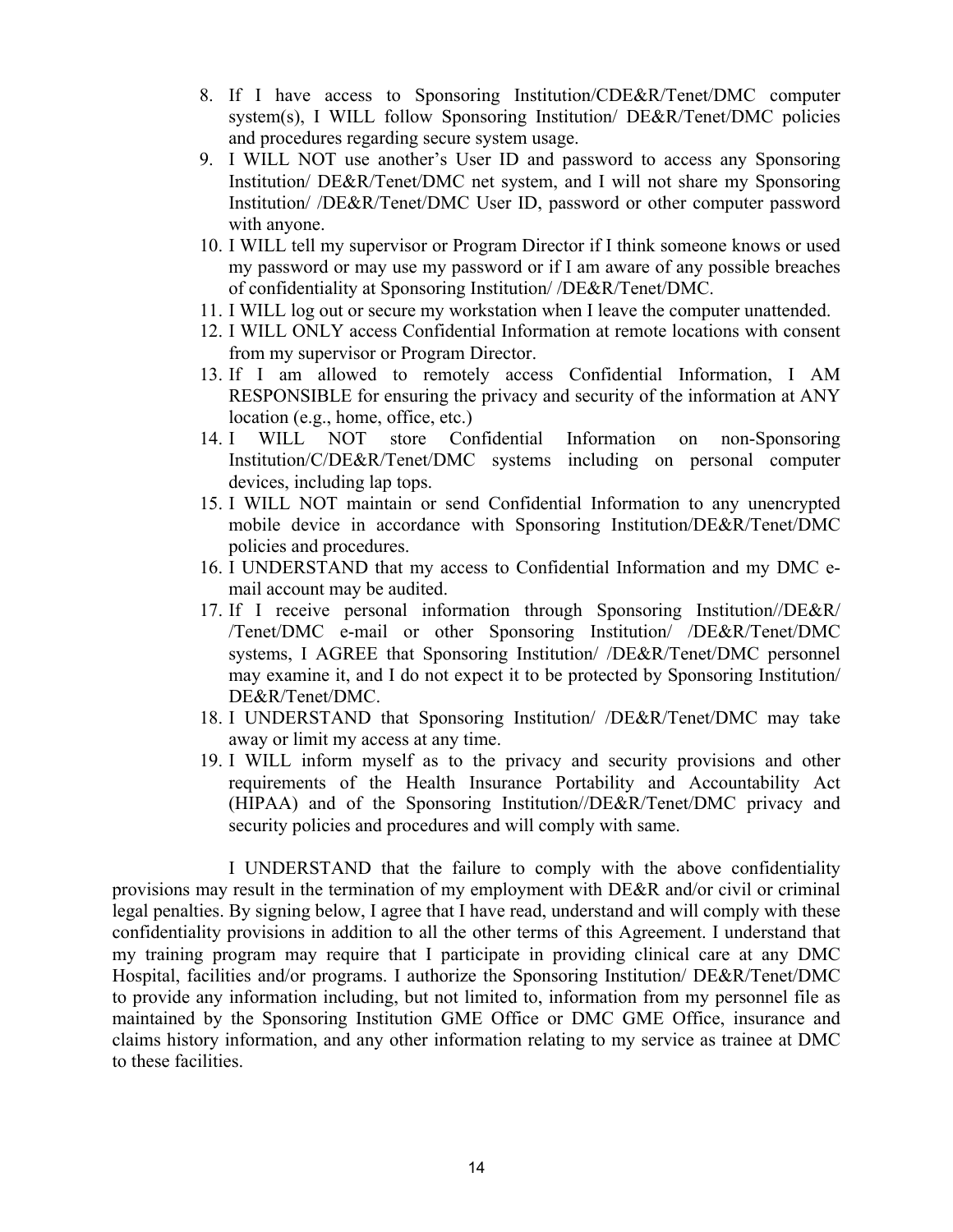8. If I have access to Sponsoring Institution/CDE&R/Tenet/DMC computer system(s), I WILL follow Sponsoring Institution/ DE&R/Tenet/DMC policies and procedures regarding secure system usage.
9. I WILL NOT use another's User ID and password to access any Sponsoring Institution/ DE&R/Tenet/DMC net system, and I will not share my Sponsoring Institution/ /DE&R/Tenet/DMC User ID, password or other computer password with anyone.
10. I WILL tell my supervisor or Program Director if I think someone knows or used my password or may use my password or if I am aware of any possible breaches of confidentiality at Sponsoring Institution/ /DE&R/Tenet/DMC.
11. I WILL log out or secure my workstation when I leave the computer unattended.
12. I WILL ONLY access Confidential Information at remote locations with consent from my supervisor or Program Director.
13. If I am allowed to remotely access Confidential Information, I AM RESPONSIBLE for ensuring the privacy and security of the information at ANY location (e.g., home, office, etc.)
14. I WILL NOT store Confidential Information on non-Sponsoring Institution/C/DE&R/Tenet/DMC systems including on personal computer devices, including lap tops.
15. I WILL NOT maintain or send Confidential Information to any unencrypted mobile device in accordance with Sponsoring Institution/DE&R/Tenet/DMC policies and procedures.
16. I UNDERSTAND that my access to Confidential Information and my DMC e-mail account may be audited.
17. If I receive personal information through Sponsoring Institution//DE&R/ /Tenet/DMC e-mail or other Sponsoring Institution/ /DE&R/Tenet/DMC systems, I AGREE that Sponsoring Institution/ /DE&R/Tenet/DMC personnel may examine it, and I do not expect it to be protected by Sponsoring Institution/ DE&R/Tenet/DMC.
18. I UNDERSTAND that Sponsoring Institution/ /DE&R/Tenet/DMC may take away or limit my access at any time.
19. I WILL inform myself as to the privacy and security provisions and other requirements of the Health Insurance Portability and Accountability Act (HIPAA) and of the Sponsoring Institution//DE&R/Tenet/DMC privacy and security policies and procedures and will comply with same.

I UNDERSTAND that the failure to comply with the above confidentiality provisions may result in the termination of my employment with DE&R and/or civil or criminal legal penalties. By signing below, I agree that I have read, understand and will comply with these confidentiality provisions in addition to all the other terms of this Agreement. I understand that my training program may require that I participate in providing clinical care at any DMC Hospital, facilities and/or programs. I authorize the Sponsoring Institution/ DE&R/Tenet/DMC to provide any information including, but not limited to, information from my personnel file as maintained by the Sponsoring Institution GME Office or DMC GME Office, insurance and claims history information, and any other information relating to my service as trainee at DMC to these facilities.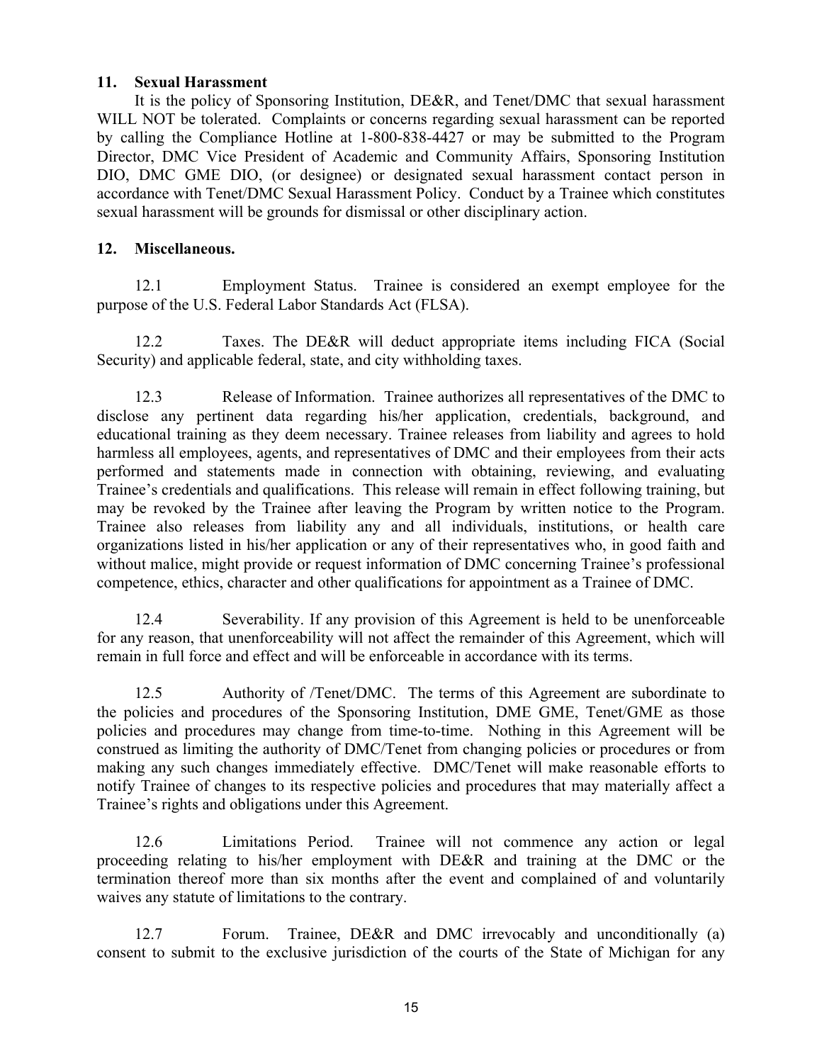**11. Sexual Harassment**

It is the policy of Sponsoring Institution, DE&R, and Tenet/DMC that sexual harassment WILL NOT be tolerated. Complaints or concerns regarding sexual harassment can be reported by calling the Compliance Hotline at 1-800-838-4427 or may be submitted to the Program Director, DMC Vice President of Academic and Community Affairs, Sponsoring Institution DIO, DMC GME DIO, (or designee) or designated sexual harassment contact person in accordance with Tenet/DMC Sexual Harassment Policy. Conduct by a Trainee which constitutes sexual harassment will be grounds for dismissal or other disciplinary action.

**12. Miscellaneous.**

12.1 Employment Status. Trainee is considered an exempt employee for the purpose of the U.S. Federal Labor Standards Act (FLSA).

12.2 Taxes. The DE&R will deduct appropriate items including FICA (Social Security) and applicable federal, state, and city withholding taxes.

12.3 Release of Information. Trainee authorizes all representatives of the DMC to disclose any pertinent data regarding his/her application, credentials, background, and educational training as they deem necessary. Trainee releases from liability and agrees to hold harmless all employees, agents, and representatives of DMC and their employees from their acts performed and statements made in connection with obtaining, reviewing, and evaluating Trainee's credentials and qualifications. This release will remain in effect following training, but may be revoked by the Trainee after leaving the Program by written notice to the Program. Trainee also releases from liability any and all individuals, institutions, or health care organizations listed in his/her application or any of their representatives who, in good faith and without malice, might provide or request information of DMC concerning Trainee's professional competence, ethics, character and other qualifications for appointment as a Trainee of DMC.

12.4 Severability. If any provision of this Agreement is held to be unenforceable for any reason, that unenforceability will not affect the remainder of this Agreement, which will remain in full force and effect and will be enforceable in accordance with its terms.

12.5 Authority of /Tenet/DMC. The terms of this Agreement are subordinate to the policies and procedures of the Sponsoring Institution, DME GME, Tenet/GME as those policies and procedures may change from time-to-time. Nothing in this Agreement will be construed as limiting the authority of DMC/Tenet from changing policies or procedures or from making any such changes immediately effective. DMC/Tenet will make reasonable efforts to notify Trainee of changes to its respective policies and procedures that may materially affect a Trainee's rights and obligations under this Agreement.

12.6 Limitations Period. Trainee will not commence any action or legal proceeding relating to his/her employment with DE&R and training at the DMC or the termination thereof more than six months after the event and complained of and voluntarily waives any statute of limitations to the contrary.

12.7 Forum. Trainee, DE&R and DMC irrevocably and unconditionally (a) consent to submit to the exclusive jurisdiction of the courts of the State of Michigan for any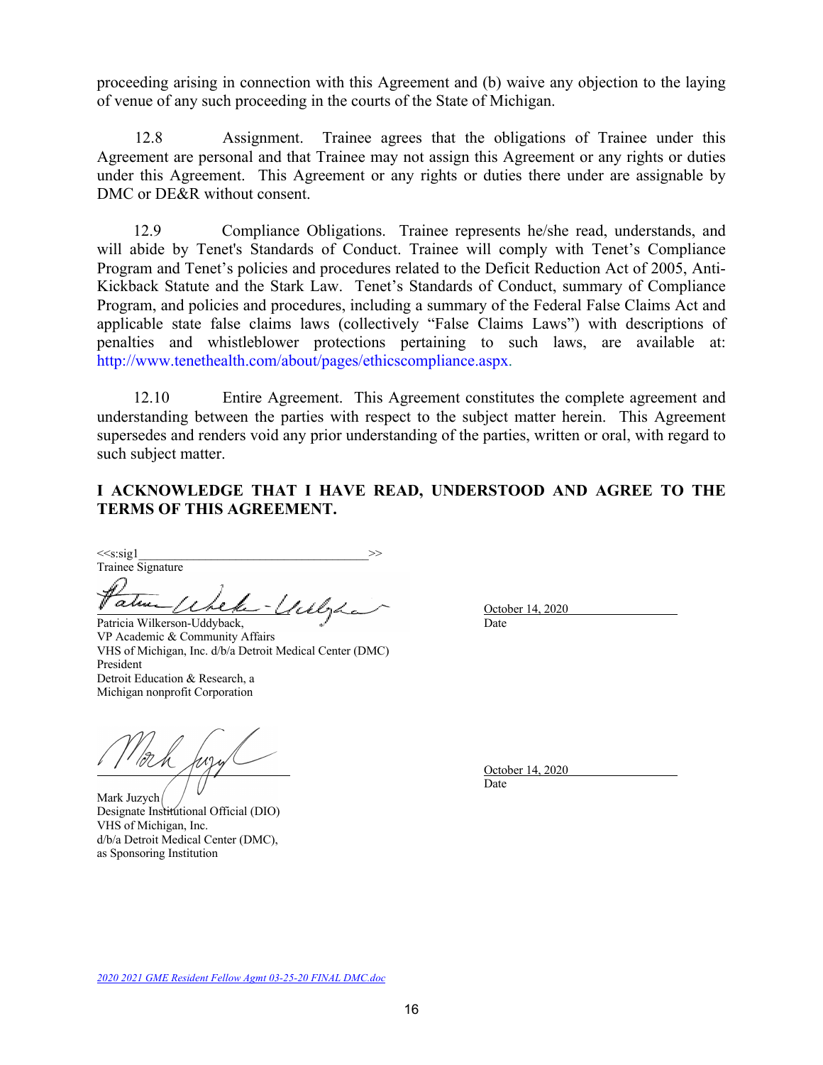proceeding arising in connection with this Agreement and (b) waive any objection to the laying of venue of any such proceeding in the courts of the State of Michigan.

12.8 Assignment. Trainee agrees that the obligations of Trainee under this Agreement are personal and that Trainee may not assign this Agreement or any rights or duties under this Agreement. This Agreement or any rights or duties there under are assignable by DMC or DE&R without consent.

12.9 Compliance Obligations. Trainee represents he/she read, understands, and will abide by Tenet's Standards of Conduct. Trainee will comply with Tenet's Compliance Program and Tenet's policies and procedures related to the Deficit Reduction Act of 2005, Anti-Kickback Statute and the Stark Law. Tenet's Standards of Conduct, summary of Compliance Program, and policies and procedures, including a summary of the Federal False Claims Act and applicable state false claims laws (collectively "False Claims Laws") with descriptions of penalties and whistleblower protections pertaining to such laws, are available at: http://www.tenethealth.com/about/pages/ethicscompliance.aspx.

12.10 Entire Agreement. This Agreement constitutes the complete agreement and understanding between the parties with respect to the subject matter herein. This Agreement supersedes and renders void any prior understanding of the parties, written or oral, with regard to such subject matter.

**I ACKNOWLEDGE THAT I HAVE READ, UNDERSTOOD AND AGREE TO THE TERMS OF THIS AGREEMENT.**

<<s:sig1\_\_\_\_\_\_\_\_\_\_\_\_\_\_\_\_\_\_\_\_\_\_\_\_\_\_\_\_\_\_\_\_\_\_>>
Trainee Signature

Patricia Wilkerson-Uddyback,
VP Academic & Community Affairs
VHS of Michigan, Inc. d/b/a Detroit Medical Center (DMC)
President
Detroit Education & Research, a
Michigan nonprofit Corporation

October 14, 2020
Date

Mark Juzych
Designate Institutional Official (DIO)
VHS of Michigan, Inc.
d/b/a Detroit Medical Center (DMC),
as Sponsoring Institution

October 14, 2020
Date

*2020 2021 GME Resident Fellow Agmt 03-25-20 FINAL DMC.doc*